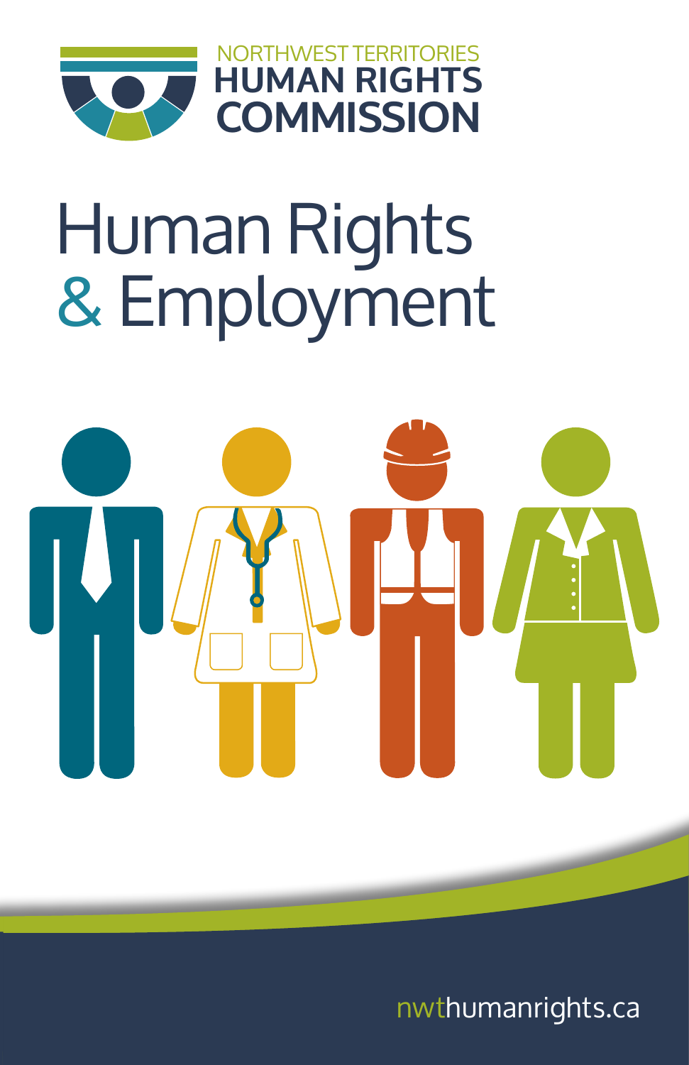NORTHWEST TERRITORIES
**HUMAN RIGHTS COMMISSION**

# Human Rights & Employment

nwthumanrights.ca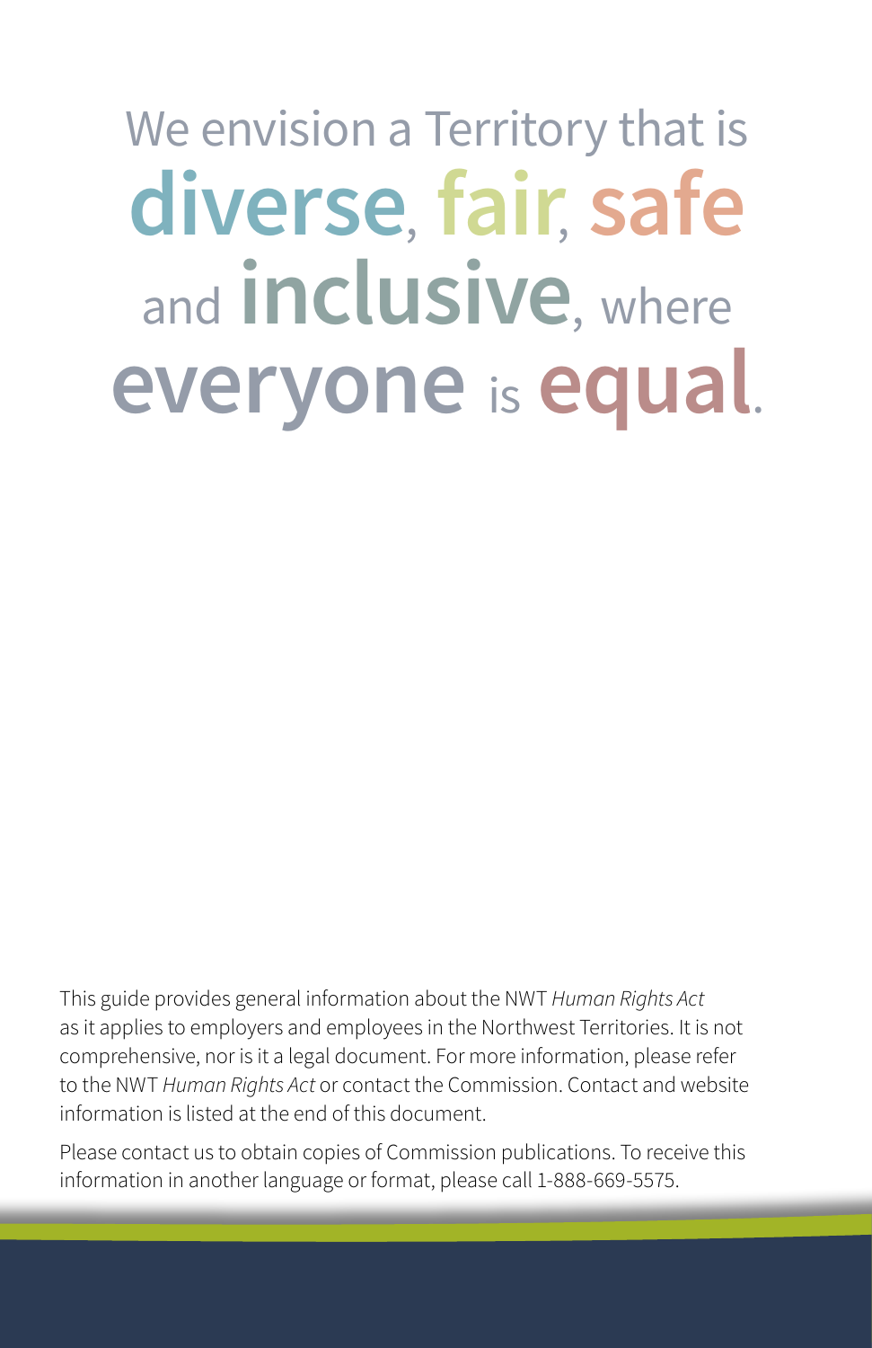We envision a Territory that is **diverse**, **fair**, **safe** and **inclusive**, where **everyone** is **equal**.

This guide provides general information about the NWT *Human Rights Act* as it applies to employers and employees in the Northwest Territories. It is not comprehensive, nor is it a legal document. For more information, please refer to the NWT *Human Rights Act* or contact the Commission. Contact and website information is listed at the end of this document.

Please contact us to obtain copies of Commission publications. To receive this information in another language or format, please call 1-888-669-5575.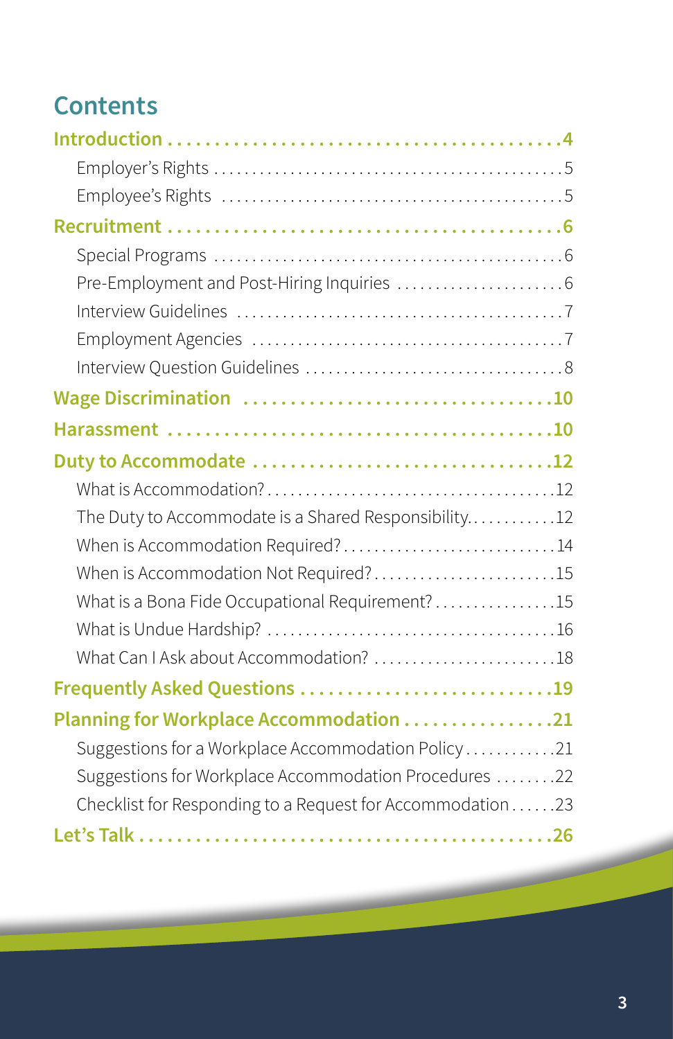# Contents

**Introduction** .......................................... **4**

- Employer's Rights .......................................... 5
- Employee's Rights .......................................... 5

**Recruitment** .......................................... **6**

- Special Programs .......................................... 6
- Pre-Employment and Post-Hiring Inquiries .......................................... 6
- Interview Guidelines .......................................... 7
- Employment Agencies .......................................... 7
- Interview Question Guidelines .......................................... 8

**Wage Discrimination** .......................................... **10**

**Harassment** .......................................... **10**

**Duty to Accommodate** .......................................... **12**

- What is Accommodation? .......................................... 12
- The Duty to Accommodate is a Shared Responsibility .......................................... 12
- When is Accommodation Required? .......................................... 14
- When is Accommodation Not Required? .......................................... 15
- What is a Bona Fide Occupational Requirement? .......................................... 15
- What is Undue Hardship? .......................................... 16
- What Can I Ask about Accommodation? .......................................... 18

**Frequently Asked Questions** .......................................... **19**

**Planning for Workplace Accommodation** .......................................... **21**

- Suggestions for a Workplace Accommodation Policy .......................................... 21
- Suggestions for Workplace Accommodation Procedures .......................................... 22
- Checklist for Responding to a Request for Accommodation .......................................... 23

**Let's Talk** .......................................... **26**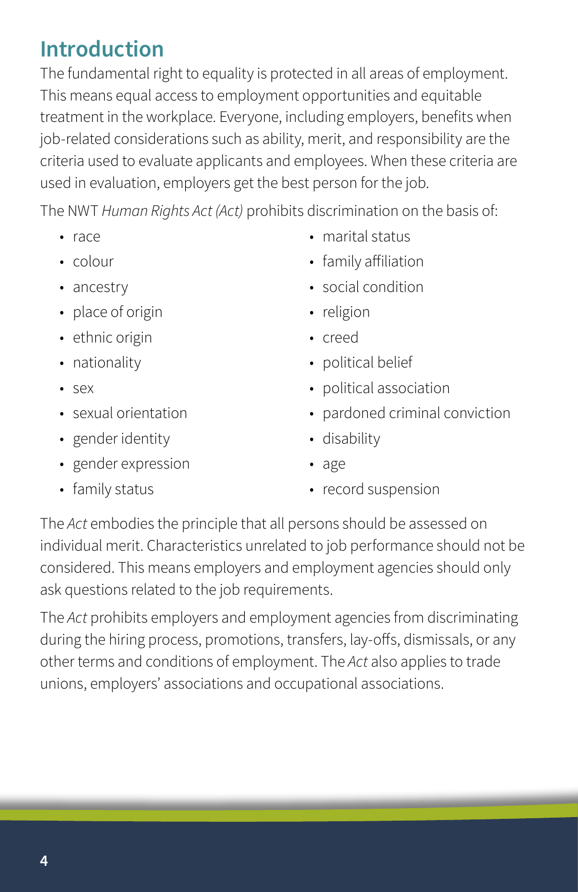## Introduction

The fundamental right to equality is protected in all areas of employment. This means equal access to employment opportunities and equitable treatment in the workplace. Everyone, including employers, benefits when job-related considerations such as ability, merit, and responsibility are the criteria used to evaluate applicants and employees. When these criteria are used in evaluation, employers get the best person for the job.

The NWT *Human Rights Act (Act)* prohibits discrimination on the basis of:

- race
- colour
- ancestry
- place of origin
- ethnic origin
- nationality
- sex
- sexual orientation
- gender identity
- gender expression
- family status
- marital status
- family affiliation
- social condition
- religion
- creed
- political belief
- political association
- pardoned criminal conviction
- disability
- age
- record suspension

The *Act* embodies the principle that all persons should be assessed on individual merit. Characteristics unrelated to job performance should not be considered. This means employers and employment agencies should only ask questions related to the job requirements.

The *Act* prohibits employers and employment agencies from discriminating during the hiring process, promotions, transfers, lay-offs, dismissals, or any other terms and conditions of employment. The *Act* also applies to trade unions, employers' associations and occupational associations.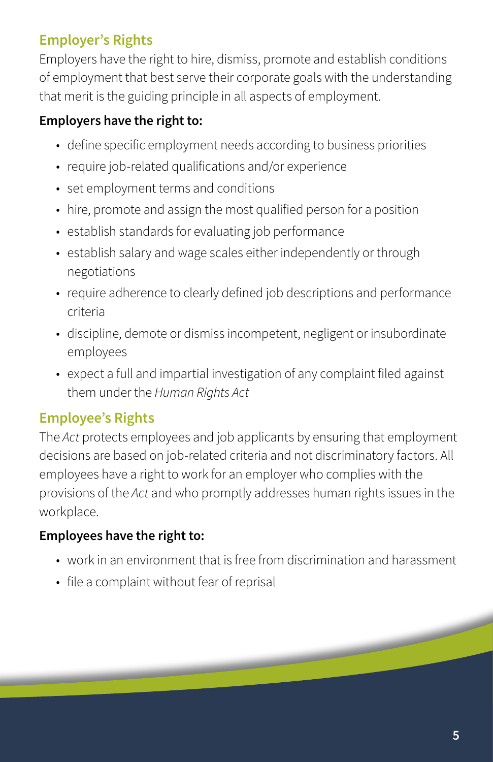## Employer's Rights

Employers have the right to hire, dismiss, promote and establish conditions of employment that best serve their corporate goals with the understanding that merit is the guiding principle in all aspects of employment.

**Employers have the right to:**

- define specific employment needs according to business priorities
- require job-related qualifications and/or experience
- set employment terms and conditions
- hire, promote and assign the most qualified person for a position
- establish standards for evaluating job performance
- establish salary and wage scales either independently or through negotiations
- require adherence to clearly defined job descriptions and performance criteria
- discipline, demote or dismiss incompetent, negligent or insubordinate employees
- expect a full and impartial investigation of any complaint filed against them under the *Human Rights Act*

## Employee's Rights

The *Act* protects employees and job applicants by ensuring that employment decisions are based on job-related criteria and not discriminatory factors. All employees have a right to work for an employer who complies with the provisions of the *Act* and who promptly addresses human rights issues in the workplace.

**Employees have the right to:**

- work in an environment that is free from discrimination and harassment
- file a complaint without fear of reprisal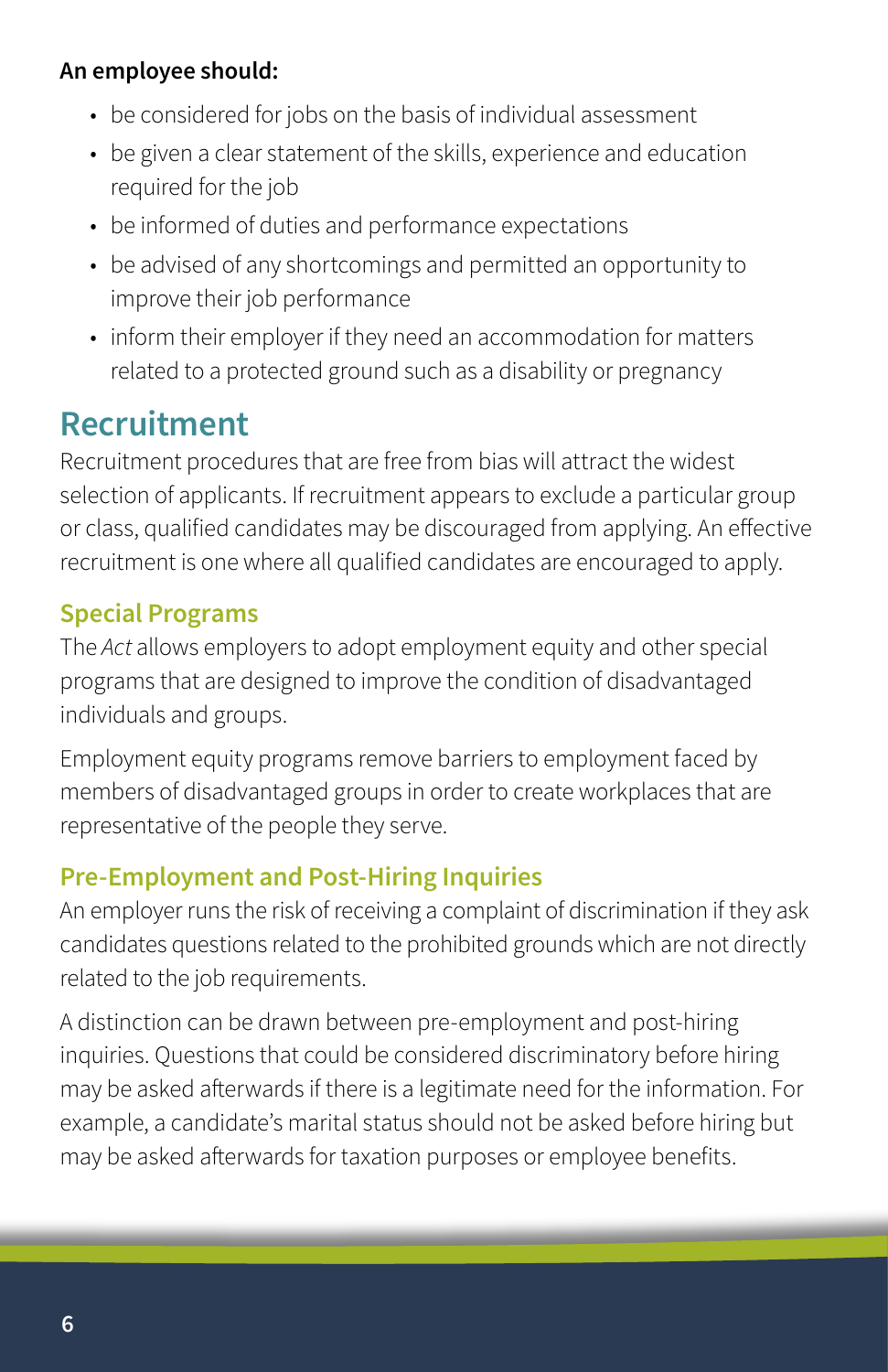**An employee should:**

- be considered for jobs on the basis of individual assessment
- be given a clear statement of the skills, experience and education required for the job
- be informed of duties and performance expectations
- be advised of any shortcomings and permitted an opportunity to improve their job performance
- inform their employer if they need an accommodation for matters related to a protected ground such as a disability or pregnancy

## Recruitment

Recruitment procedures that are free from bias will attract the widest selection of applicants. If recruitment appears to exclude a particular group or class, qualified candidates may be discouraged from applying. An effective recruitment is one where all qualified candidates are encouraged to apply.

### Special Programs

The *Act* allows employers to adopt employment equity and other special programs that are designed to improve the condition of disadvantaged individuals and groups.

Employment equity programs remove barriers to employment faced by members of disadvantaged groups in order to create workplaces that are representative of the people they serve.

### Pre-Employment and Post-Hiring Inquiries

An employer runs the risk of receiving a complaint of discrimination if they ask candidates questions related to the prohibited grounds which are not directly related to the job requirements.

A distinction can be drawn between pre-employment and post-hiring inquiries. Questions that could be considered discriminatory before hiring may be asked afterwards if there is a legitimate need for the information. For example, a candidate's marital status should not be asked before hiring but may be asked afterwards for taxation purposes or employee benefits.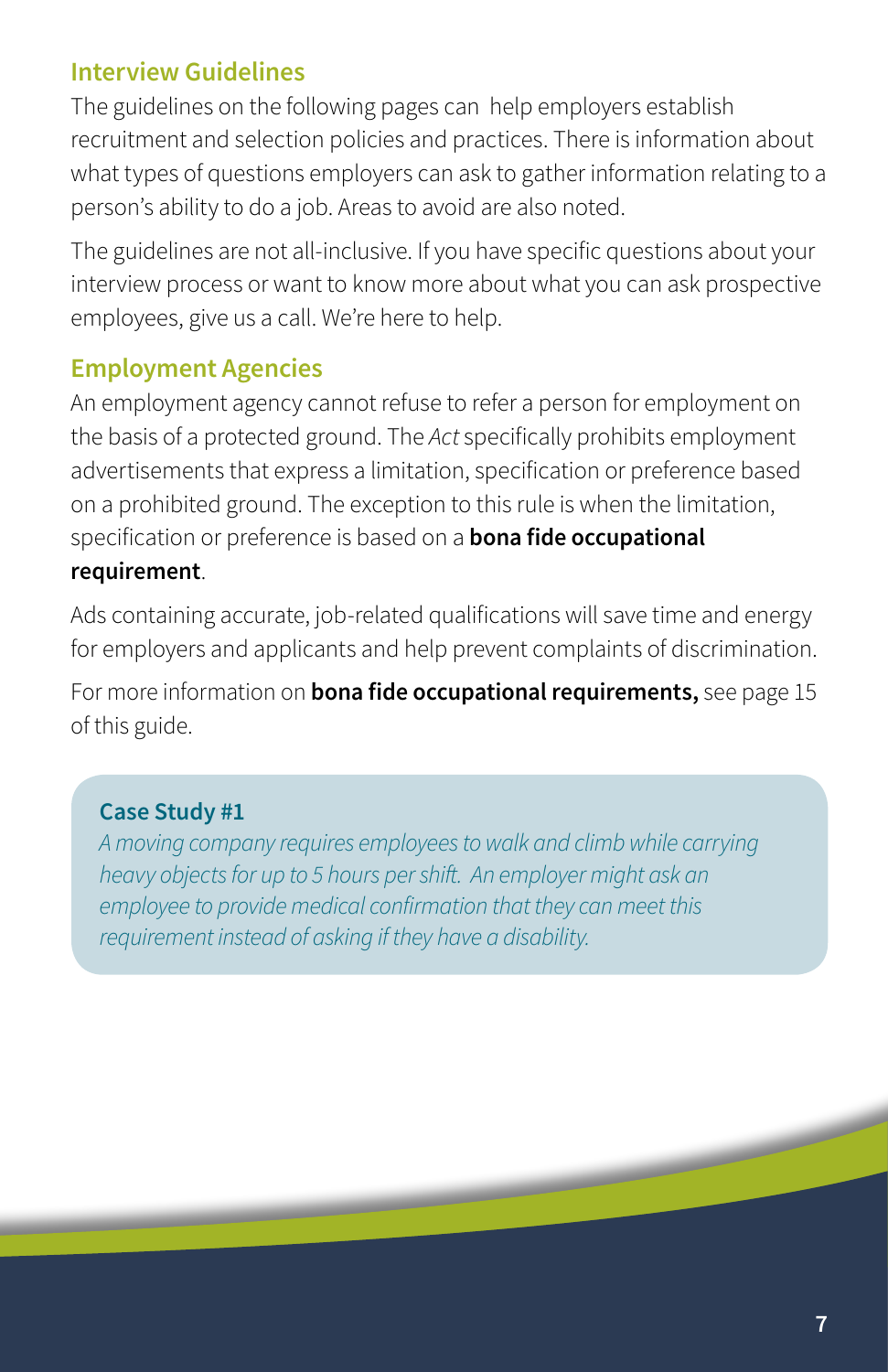## Interview Guidelines

The guidelines on the following pages can help employers establish recruitment and selection policies and practices. There is information about what types of questions employers can ask to gather information relating to a person's ability to do a job. Areas to avoid are also noted.

The guidelines are not all-inclusive. If you have specific questions about your interview process or want to know more about what you can ask prospective employees, give us a call. We're here to help.

## Employment Agencies

An employment agency cannot refuse to refer a person for employment on the basis of a protected ground. The *Act* specifically prohibits employment advertisements that express a limitation, specification or preference based on a prohibited ground. The exception to this rule is when the limitation, specification or preference is based on a **bona fide occupational requirement**.

Ads containing accurate, job-related qualifications will save time and energy for employers and applicants and help prevent complaints of discrimination.

For more information on **bona fide occupational requirements,** see page 15 of this guide.

> **Case Study #1**
>
> *A moving company requires employees to walk and climb while carrying heavy objects for up to 5 hours per shift. An employer might ask an employee to provide medical confirmation that they can meet this requirement instead of asking if they have a disability.*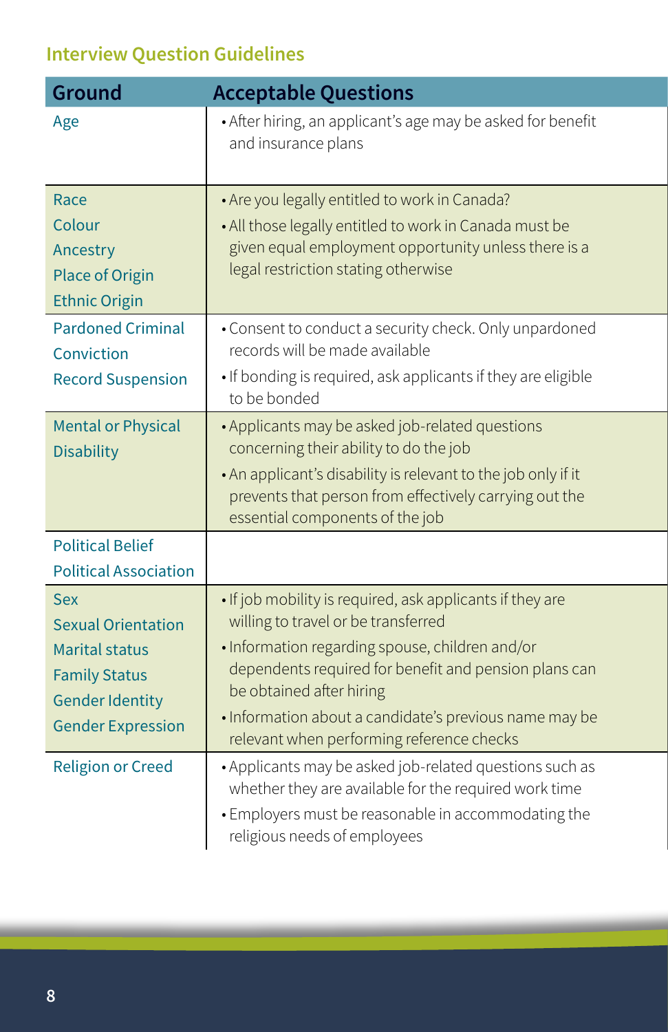## Interview Question Guidelines

| Ground | Acceptable Questions |
|---|---|
| Age | • After hiring, an applicant's age may be asked for benefit and insurance plans |
| Race<br>Colour<br>Ancestry<br>Place of Origin<br>Ethnic Origin | • Are you legally entitled to work in Canada?<br>• All those legally entitled to work in Canada must be given equal employment opportunity unless there is a legal restriction stating otherwise |
| Pardoned Criminal Conviction<br>Record Suspension | • Consent to conduct a security check. Only unpardoned records will be made available<br>• If bonding is required, ask applicants if they are eligible to be bonded |
| Mental or Physical Disability | • Applicants may be asked job-related questions concerning their ability to do the job<br>• An applicant's disability is relevant to the job only if it prevents that person from effectively carrying out the essential components of the job |
| Political Belief<br>Political Association | |
| Sex<br>Sexual Orientation<br>Marital status<br>Family Status<br>Gender Identity<br>Gender Expression | • If job mobility is required, ask applicants if they are willing to travel or be transferred<br>• Information regarding spouse, children and/or dependents required for benefit and pension plans can be obtained after hiring<br>• Information about a candidate's previous name may be relevant when performing reference checks |
| Religion or Creed | • Applicants may be asked job-related questions such as whether they are available for the required work time<br>• Employers must be reasonable in accommodating the religious needs of employees |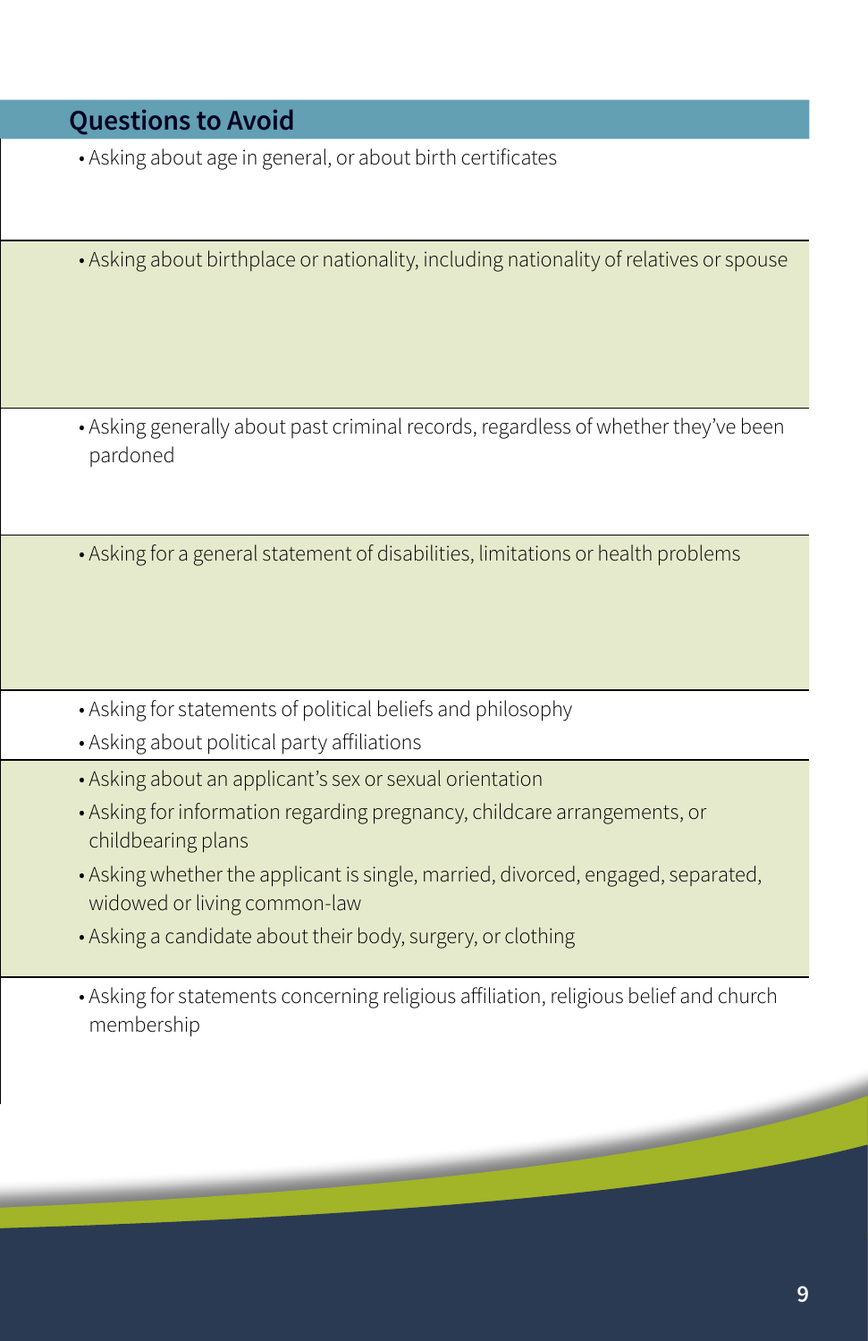## Questions to Avoid

- Asking about age in general, or about birth certificates

- Asking about birthplace or nationality, including nationality of relatives or spouse

- Asking generally about past criminal records, regardless of whether they've been pardoned

- Asking for a general statement of disabilities, limitations or health problems

- Asking for statements of political beliefs and philosophy
- Asking about political party affiliations

- Asking about an applicant's sex or sexual orientation
- Asking for information regarding pregnancy, childcare arrangements, or childbearing plans
- Asking whether the applicant is single, married, divorced, engaged, separated, widowed or living common-law
- Asking a candidate about their body, surgery, or clothing

- Asking for statements concerning religious affiliation, religious belief and church membership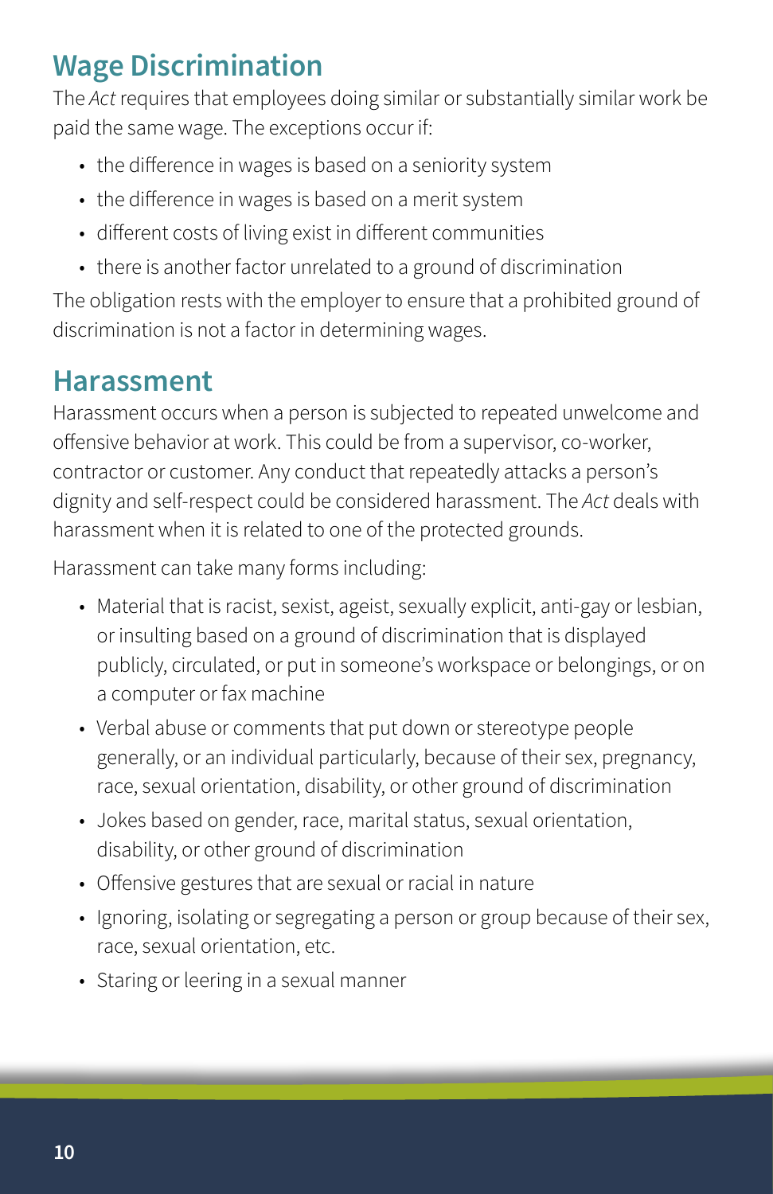## Wage Discrimination

The *Act* requires that employees doing similar or substantially similar work be paid the same wage. The exceptions occur if:

- the difference in wages is based on a seniority system
- the difference in wages is based on a merit system
- different costs of living exist in different communities
- there is another factor unrelated to a ground of discrimination

The obligation rests with the employer to ensure that a prohibited ground of discrimination is not a factor in determining wages.

## Harassment

Harassment occurs when a person is subjected to repeated unwelcome and offensive behavior at work. This could be from a supervisor, co-worker, contractor or customer. Any conduct that repeatedly attacks a person's dignity and self-respect could be considered harassment. The *Act* deals with harassment when it is related to one of the protected grounds.

Harassment can take many forms including:

- Material that is racist, sexist, ageist, sexually explicit, anti-gay or lesbian, or insulting based on a ground of discrimination that is displayed publicly, circulated, or put in someone's workspace or belongings, or on a computer or fax machine
- Verbal abuse or comments that put down or stereotype people generally, or an individual particularly, because of their sex, pregnancy, race, sexual orientation, disability, or other ground of discrimination
- Jokes based on gender, race, marital status, sexual orientation, disability, or other ground of discrimination
- Offensive gestures that are sexual or racial in nature
- Ignoring, isolating or segregating a person or group because of their sex, race, sexual orientation, etc.
- Staring or leering in a sexual manner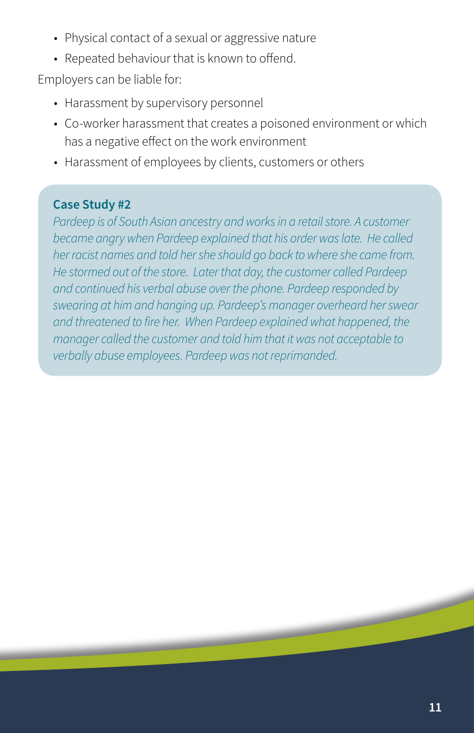- Physical contact of a sexual or aggressive nature
- Repeated behaviour that is known to offend.

Employers can be liable for:

- Harassment by supervisory personnel
- Co-worker harassment that creates a poisoned environment or which has a negative effect on the work environment
- Harassment of employees by clients, customers or others

**Case Study #2**

*Pardeep is of South Asian ancestry and works in a retail store. A customer became angry when Pardeep explained that his order was late. He called her racist names and told her she should go back to where she came from. He stormed out of the store. Later that day, the customer called Pardeep and continued his verbal abuse over the phone. Pardeep responded by swearing at him and hanging up. Pardeep's manager overheard her swear and threatened to fire her. When Pardeep explained what happened, the manager called the customer and told him that it was not acceptable to verbally abuse employees. Pardeep was not reprimanded.*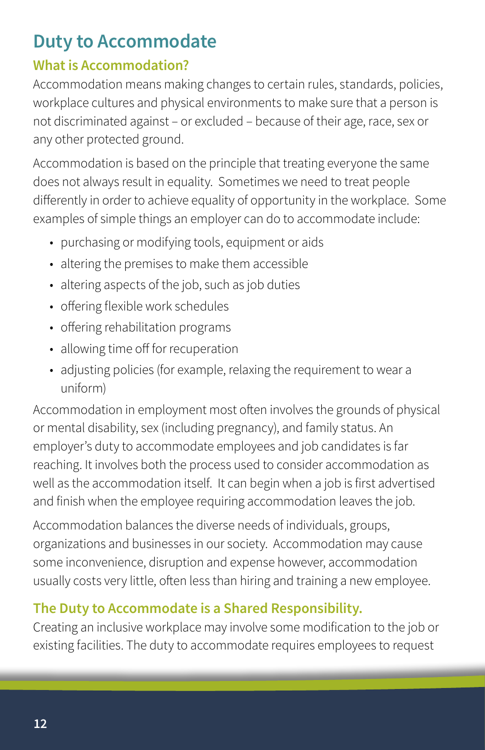# Duty to Accommodate

## What is Accommodation?

Accommodation means making changes to certain rules, standards, policies, workplace cultures and physical environments to make sure that a person is not discriminated against – or excluded – because of their age, race, sex or any other protected ground.

Accommodation is based on the principle that treating everyone the same does not always result in equality. Sometimes we need to treat people differently in order to achieve equality of opportunity in the workplace. Some examples of simple things an employer can do to accommodate include:

- purchasing or modifying tools, equipment or aids
- altering the premises to make them accessible
- altering aspects of the job, such as job duties
- offering flexible work schedules
- offering rehabilitation programs
- allowing time off for recuperation
- adjusting policies (for example, relaxing the requirement to wear a uniform)

Accommodation in employment most often involves the grounds of physical or mental disability, sex (including pregnancy), and family status. An employer's duty to accommodate employees and job candidates is far reaching. It involves both the process used to consider accommodation as well as the accommodation itself. It can begin when a job is first advertised and finish when the employee requiring accommodation leaves the job.

Accommodation balances the diverse needs of individuals, groups, organizations and businesses in our society. Accommodation may cause some inconvenience, disruption and expense however, accommodation usually costs very little, often less than hiring and training a new employee.

## The Duty to Accommodate is a Shared Responsibility.

Creating an inclusive workplace may involve some modification to the job or existing facilities. The duty to accommodate requires employees to request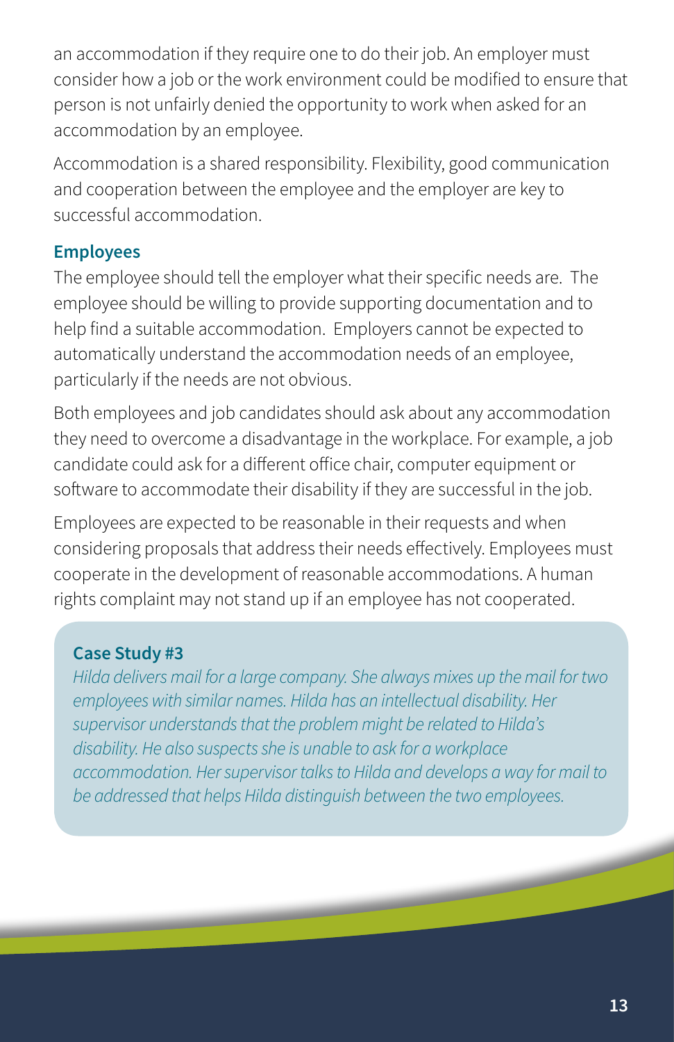an accommodation if they require one to do their job. An employer must consider how a job or the work environment could be modified to ensure that person is not unfairly denied the opportunity to work when asked for an accommodation by an employee.

Accommodation is a shared responsibility. Flexibility, good communication and cooperation between the employee and the employer are key to successful accommodation.

### Employees

The employee should tell the employer what their specific needs are. The employee should be willing to provide supporting documentation and to help find a suitable accommodation. Employers cannot be expected to automatically understand the accommodation needs of an employee, particularly if the needs are not obvious.

Both employees and job candidates should ask about any accommodation they need to overcome a disadvantage in the workplace. For example, a job candidate could ask for a different office chair, computer equipment or software to accommodate their disability if they are successful in the job.

Employees are expected to be reasonable in their requests and when considering proposals that address their needs effectively. Employees must cooperate in the development of reasonable accommodations. A human rights complaint may not stand up if an employee has not cooperated.

**Case Study #3**

*Hilda delivers mail for a large company. She always mixes up the mail for two employees with similar names. Hilda has an intellectual disability. Her supervisor understands that the problem might be related to Hilda's disability. He also suspects she is unable to ask for a workplace accommodation. Her supervisor talks to Hilda and develops a way for mail to be addressed that helps Hilda distinguish between the two employees.*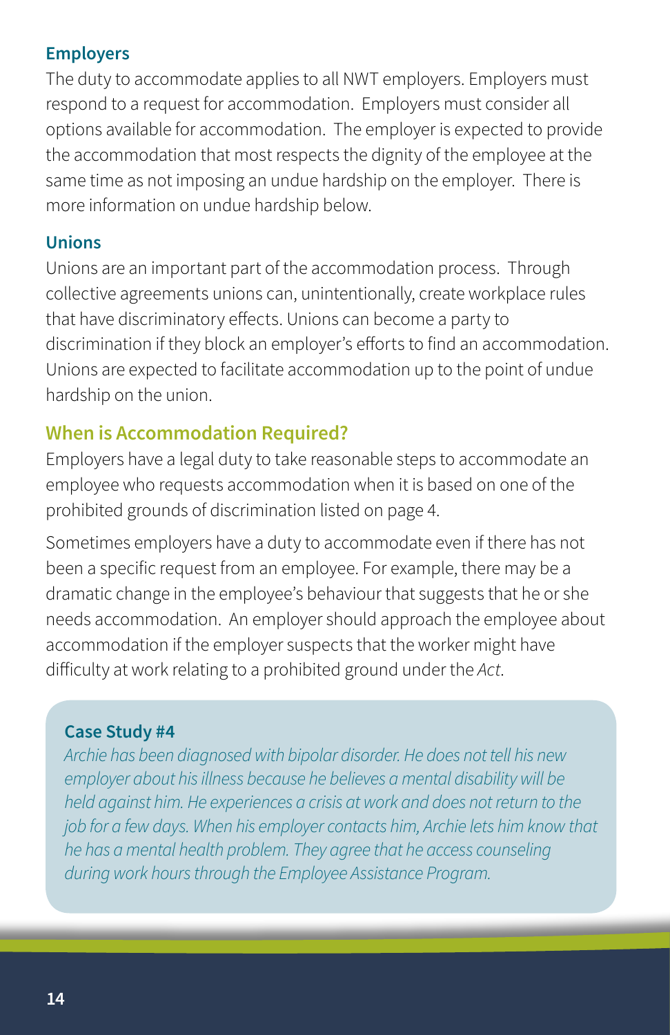### Employers

The duty to accommodate applies to all NWT employers. Employers must respond to a request for accommodation. Employers must consider all options available for accommodation. The employer is expected to provide the accommodation that most respects the dignity of the employee at the same time as not imposing an undue hardship on the employer. There is more information on undue hardship below.

### Unions

Unions are an important part of the accommodation process. Through collective agreements unions can, unintentionally, create workplace rules that have discriminatory effects. Unions can become a party to discrimination if they block an employer's efforts to find an accommodation. Unions are expected to facilitate accommodation up to the point of undue hardship on the union.

## When is Accommodation Required?

Employers have a legal duty to take reasonable steps to accommodate an employee who requests accommodation when it is based on one of the prohibited grounds of discrimination listed on page 4.

Sometimes employers have a duty to accommodate even if there has not been a specific request from an employee. For example, there may be a dramatic change in the employee's behaviour that suggests that he or she needs accommodation. An employer should approach the employee about accommodation if the employer suspects that the worker might have difficulty at work relating to a prohibited ground under the *Act*.

> **Case Study #4**
>
> *Archie has been diagnosed with bipolar disorder. He does not tell his new employer about his illness because he believes a mental disability will be held against him. He experiences a crisis at work and does not return to the job for a few days. When his employer contacts him, Archie lets him know that he has a mental health problem. They agree that he access counseling during work hours through the Employee Assistance Program.*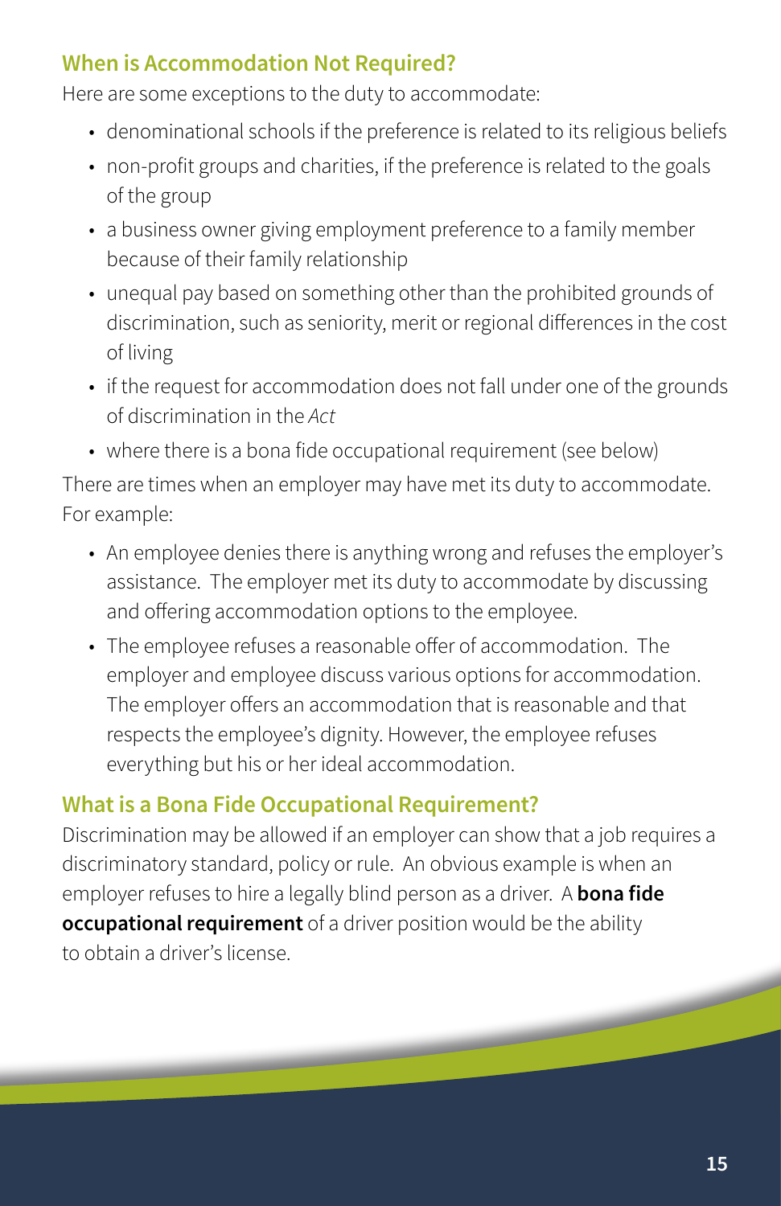## When is Accommodation Not Required?

Here are some exceptions to the duty to accommodate:

- denominational schools if the preference is related to its religious beliefs
- non-profit groups and charities, if the preference is related to the goals of the group
- a business owner giving employment preference to a family member because of their family relationship
- unequal pay based on something other than the prohibited grounds of discrimination, such as seniority, merit or regional differences in the cost of living
- if the request for accommodation does not fall under one of the grounds of discrimination in the *Act*
- where there is a bona fide occupational requirement (see below)

There are times when an employer may have met its duty to accommodate. For example:

- An employee denies there is anything wrong and refuses the employer's assistance. The employer met its duty to accommodate by discussing and offering accommodation options to the employee.
- The employee refuses a reasonable offer of accommodation. The employer and employee discuss various options for accommodation. The employer offers an accommodation that is reasonable and that respects the employee's dignity. However, the employee refuses everything but his or her ideal accommodation.

## What is a Bona Fide Occupational Requirement?

Discrimination may be allowed if an employer can show that a job requires a discriminatory standard, policy or rule. An obvious example is when an employer refuses to hire a legally blind person as a driver. A **bona fide occupational requirement** of a driver position would be the ability to obtain a driver's license.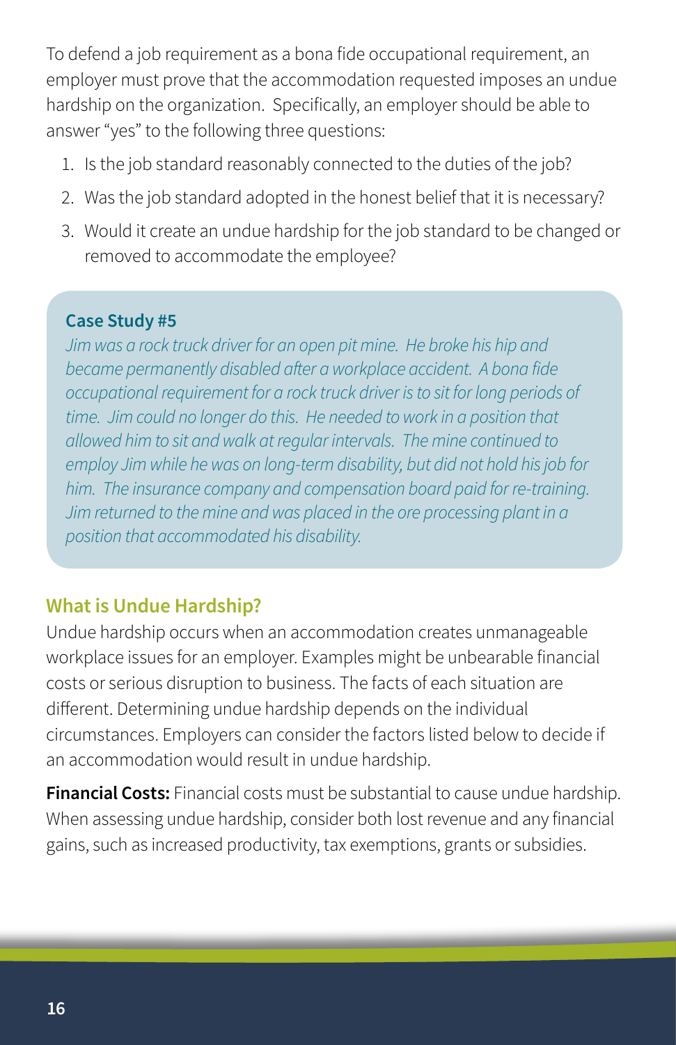To defend a job requirement as a bona fide occupational requirement, an employer must prove that the accommodation requested imposes an undue hardship on the organization. Specifically, an employer should be able to answer "yes" to the following three questions:

1. Is the job standard reasonably connected to the duties of the job?
2. Was the job standard adopted in the honest belief that it is necessary?
3. Would it create an undue hardship for the job standard to be changed or removed to accommodate the employee?

**Case Study #5**

*Jim was a rock truck driver for an open pit mine. He broke his hip and became permanently disabled after a workplace accident. A bona fide occupational requirement for a rock truck driver is to sit for long periods of time. Jim could no longer do this. He needed to work in a position that allowed him to sit and walk at regular intervals. The mine continued to employ Jim while he was on long-term disability, but did not hold his job for him. The insurance company and compensation board paid for re-training. Jim returned to the mine and was placed in the ore processing plant in a position that accommodated his disability.*

## What is Undue Hardship?

Undue hardship occurs when an accommodation creates unmanageable workplace issues for an employer. Examples might be unbearable financial costs or serious disruption to business. The facts of each situation are different. Determining undue hardship depends on the individual circumstances. Employers can consider the factors listed below to decide if an accommodation would result in undue hardship.

**Financial Costs:** Financial costs must be substantial to cause undue hardship. When assessing undue hardship, consider both lost revenue and any financial gains, such as increased productivity, tax exemptions, grants or subsidies.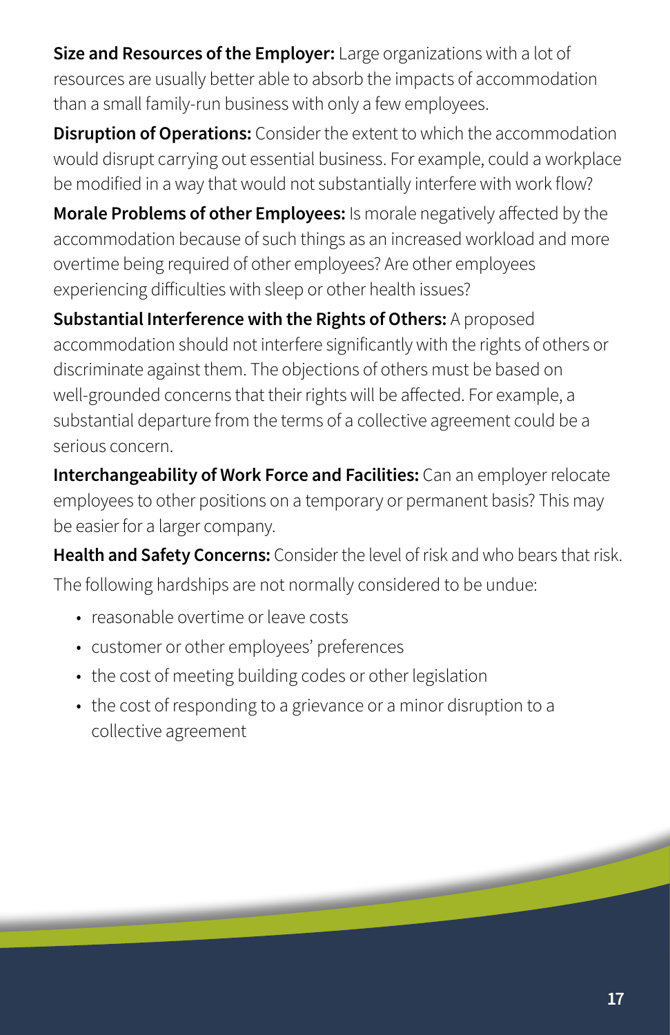**Size and Resources of the Employer:** Large organizations with a lot of resources are usually better able to absorb the impacts of accommodation than a small family-run business with only a few employees.

**Disruption of Operations:** Consider the extent to which the accommodation would disrupt carrying out essential business. For example, could a workplace be modified in a way that would not substantially interfere with work flow?

**Morale Problems of other Employees:** Is morale negatively affected by the accommodation because of such things as an increased workload and more overtime being required of other employees? Are other employees experiencing difficulties with sleep or other health issues?

**Substantial Interference with the Rights of Others:** A proposed accommodation should not interfere significantly with the rights of others or discriminate against them. The objections of others must be based on well-grounded concerns that their rights will be affected. For example, a substantial departure from the terms of a collective agreement could be a serious concern.

**Interchangeability of Work Force and Facilities:** Can an employer relocate employees to other positions on a temporary or permanent basis? This may be easier for a larger company.

**Health and Safety Concerns:** Consider the level of risk and who bears that risk.

The following hardships are not normally considered to be undue:

- reasonable overtime or leave costs
- customer or other employees' preferences
- the cost of meeting building codes or other legislation
- the cost of responding to a grievance or a minor disruption to a collective agreement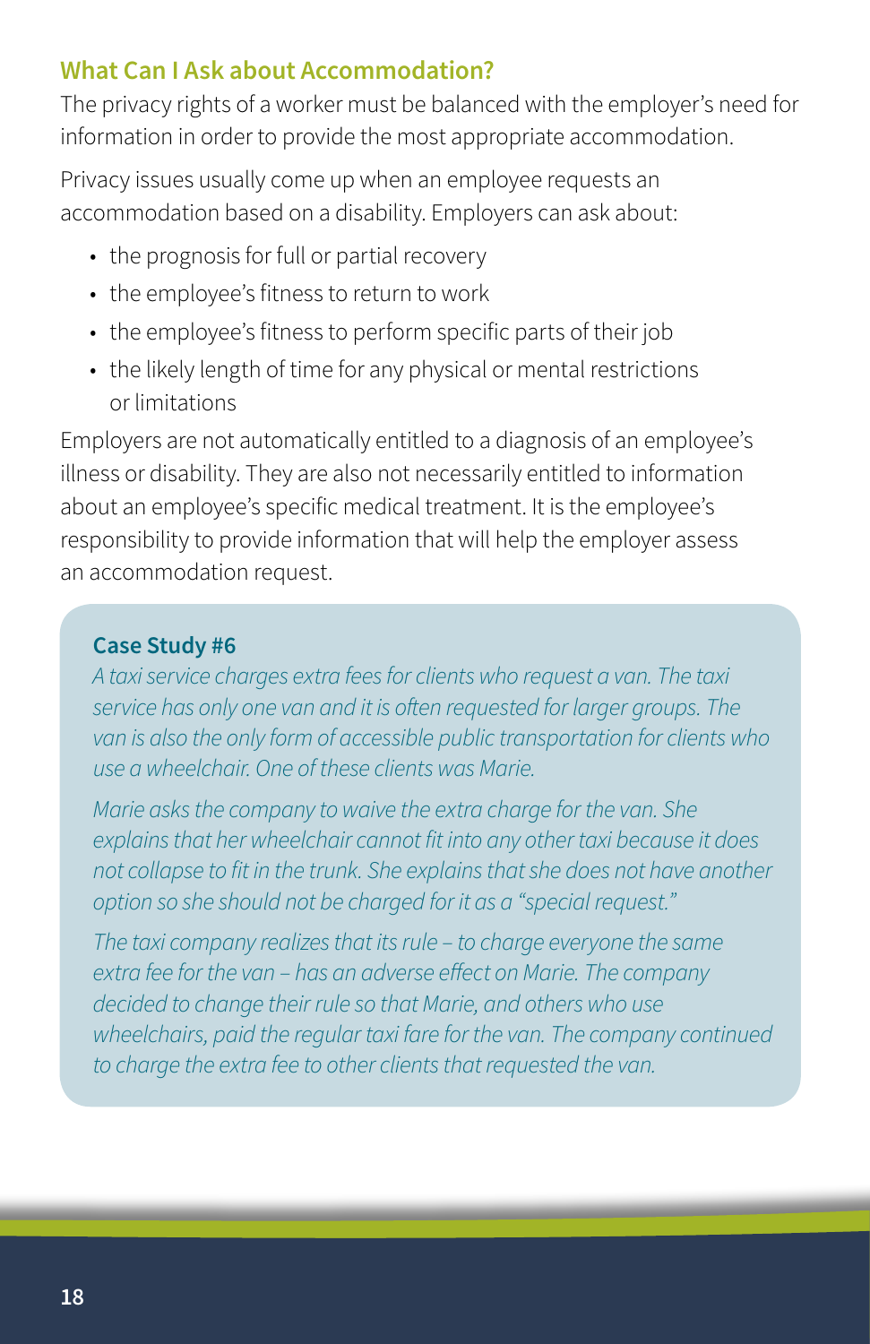## What Can I Ask about Accommodation?

The privacy rights of a worker must be balanced with the employer's need for information in order to provide the most appropriate accommodation.

Privacy issues usually come up when an employee requests an accommodation based on a disability. Employers can ask about:

- the prognosis for full or partial recovery
- the employee's fitness to return to work
- the employee's fitness to perform specific parts of their job
- the likely length of time for any physical or mental restrictions or limitations

Employers are not automatically entitled to a diagnosis of an employee's illness or disability. They are also not necessarily entitled to information about an employee's specific medical treatment. It is the employee's responsibility to provide information that will help the employer assess an accommodation request.

### Case Study #6

*A taxi service charges extra fees for clients who request a van. The taxi service has only one van and it is often requested for larger groups. The van is also the only form of accessible public transportation for clients who use a wheelchair. One of these clients was Marie.*

*Marie asks the company to waive the extra charge for the van. She explains that her wheelchair cannot fit into any other taxi because it does not collapse to fit in the trunk. She explains that she does not have another option so she should not be charged for it as a "special request."*

*The taxi company realizes that its rule – to charge everyone the same extra fee for the van – has an adverse effect on Marie. The company decided to change their rule so that Marie, and others who use wheelchairs, paid the regular taxi fare for the van. The company continued to charge the extra fee to other clients that requested the van.*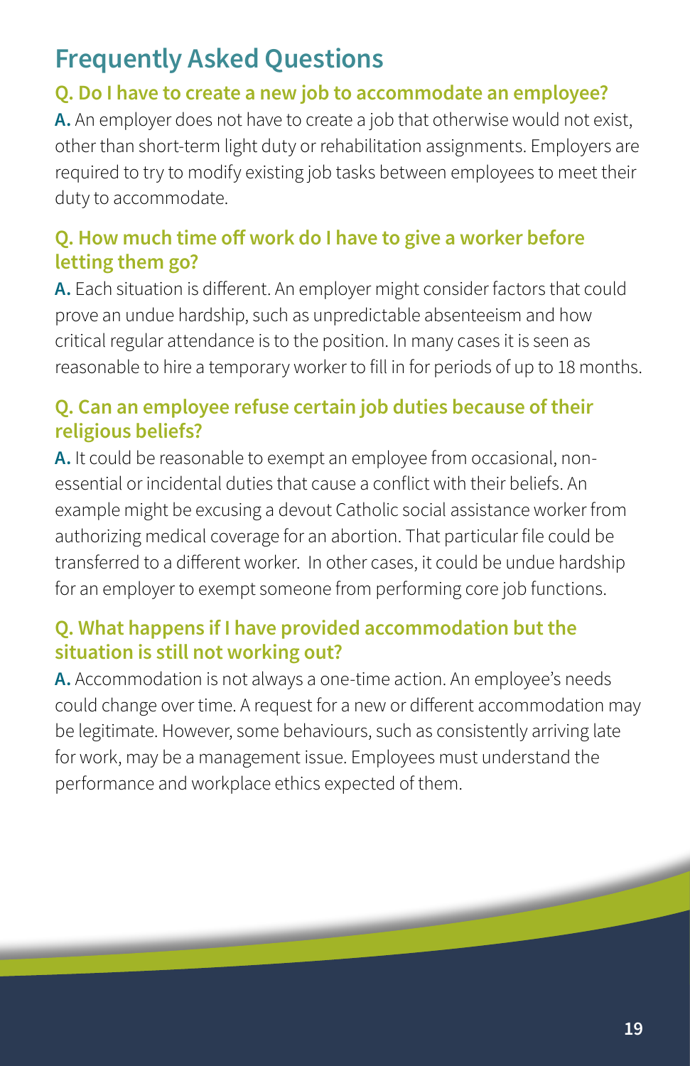## Frequently Asked Questions

### Q. Do I have to create a new job to accommodate an employee?

**A.** An employer does not have to create a job that otherwise would not exist, other than short-term light duty or rehabilitation assignments. Employers are required to try to modify existing job tasks between employees to meet their duty to accommodate.

### Q. How much time off work do I have to give a worker before letting them go?

**A.** Each situation is different. An employer might consider factors that could prove an undue hardship, such as unpredictable absenteeism and how critical regular attendance is to the position. In many cases it is seen as reasonable to hire a temporary worker to fill in for periods of up to 18 months.

### Q. Can an employee refuse certain job duties because of their religious beliefs?

**A.** It could be reasonable to exempt an employee from occasional, non-essential or incidental duties that cause a conflict with their beliefs. An example might be excusing a devout Catholic social assistance worker from authorizing medical coverage for an abortion. That particular file could be transferred to a different worker. In other cases, it could be undue hardship for an employer to exempt someone from performing core job functions.

### Q. What happens if I have provided accommodation but the situation is still not working out?

**A.** Accommodation is not always a one-time action. An employee's needs could change over time. A request for a new or different accommodation may be legitimate. However, some behaviours, such as consistently arriving late for work, may be a management issue. Employees must understand the performance and workplace ethics expected of them.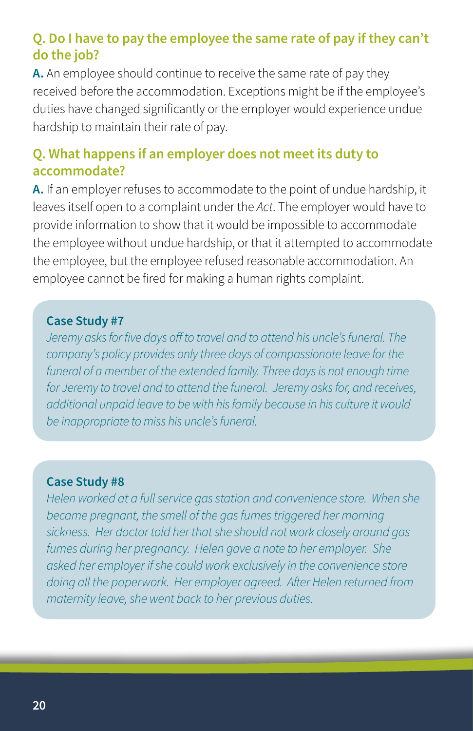### Q. Do I have to pay the employee the same rate of pay if they can't do the job?

**A.** An employee should continue to receive the same rate of pay they received before the accommodation. Exceptions might be if the employee's duties have changed significantly or the employer would experience undue hardship to maintain their rate of pay.

### Q. What happens if an employer does not meet its duty to accommodate?

**A.** If an employer refuses to accommodate to the point of undue hardship, it leaves itself open to a complaint under the *Act*. The employer would have to provide information to show that it would be impossible to accommodate the employee without undue hardship, or that it attempted to accommodate the employee, but the employee refused reasonable accommodation. An employee cannot be fired for making a human rights complaint.

#### Case Study #7

*Jeremy asks for five days off to travel and to attend his uncle's funeral. The company's policy provides only three days of compassionate leave for the funeral of a member of the extended family. Three days is not enough time for Jeremy to travel and to attend the funeral. Jeremy asks for, and receives, additional unpaid leave to be with his family because in his culture it would be inappropriate to miss his uncle's funeral.*

#### Case Study #8

*Helen worked at a full service gas station and convenience store. When she became pregnant, the smell of the gas fumes triggered her morning sickness. Her doctor told her that she should not work closely around gas fumes during her pregnancy. Helen gave a note to her employer. She asked her employer if she could work exclusively in the convenience store doing all the paperwork. Her employer agreed. After Helen returned from maternity leave, she went back to her previous duties.*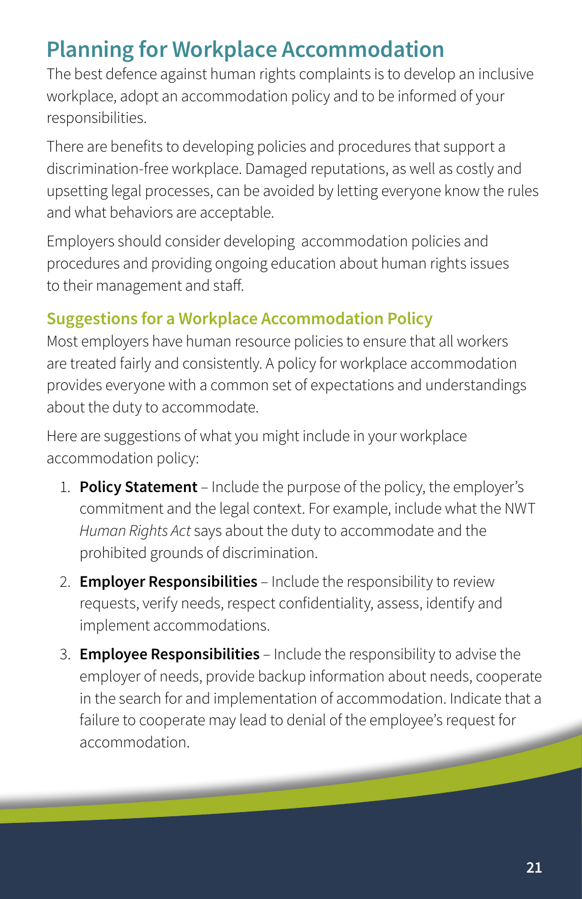## Planning for Workplace Accommodation

The best defence against human rights complaints is to develop an inclusive workplace, adopt an accommodation policy and to be informed of your responsibilities.

There are benefits to developing policies and procedures that support a discrimination-free workplace. Damaged reputations, as well as costly and upsetting legal processes, can be avoided by letting everyone know the rules and what behaviors are acceptable.

Employers should consider developing accommodation policies and procedures and providing ongoing education about human rights issues to their management and staff.

### Suggestions for a Workplace Accommodation Policy

Most employers have human resource policies to ensure that all workers are treated fairly and consistently. A policy for workplace accommodation provides everyone with a common set of expectations and understandings about the duty to accommodate.

Here are suggestions of what you might include in your workplace accommodation policy:

1. **Policy Statement** – Include the purpose of the policy, the employer's commitment and the legal context. For example, include what the NWT *Human Rights Act* says about the duty to accommodate and the prohibited grounds of discrimination.
2. **Employer Responsibilities** – Include the responsibility to review requests, verify needs, respect confidentiality, assess, identify and implement accommodations.
3. **Employee Responsibilities** – Include the responsibility to advise the employer of needs, provide backup information about needs, cooperate in the search for and implementation of accommodation. Indicate that a failure to cooperate may lead to denial of the employee's request for accommodation.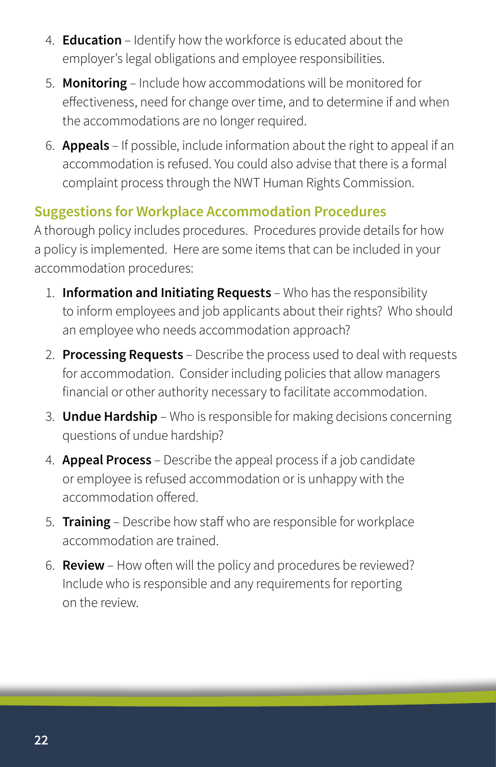4. **Education** – Identify how the workforce is educated about the employer's legal obligations and employee responsibilities.
5. **Monitoring** – Include how accommodations will be monitored for effectiveness, need for change over time, and to determine if and when the accommodations are no longer required.
6. **Appeals** – If possible, include information about the right to appeal if an accommodation is refused. You could also advise that there is a formal complaint process through the NWT Human Rights Commission.

## Suggestions for Workplace Accommodation Procedures

A thorough policy includes procedures. Procedures provide details for how a policy is implemented. Here are some items that can be included in your accommodation procedures:

1. **Information and Initiating Requests** – Who has the responsibility to inform employees and job applicants about their rights? Who should an employee who needs accommodation approach?
2. **Processing Requests** – Describe the process used to deal with requests for accommodation. Consider including policies that allow managers financial or other authority necessary to facilitate accommodation.
3. **Undue Hardship** – Who is responsible for making decisions concerning questions of undue hardship?
4. **Appeal Process** – Describe the appeal process if a job candidate or employee is refused accommodation or is unhappy with the accommodation offered.
5. **Training** – Describe how staff who are responsible for workplace accommodation are trained.
6. **Review** – How often will the policy and procedures be reviewed? Include who is responsible and any requirements for reporting on the review.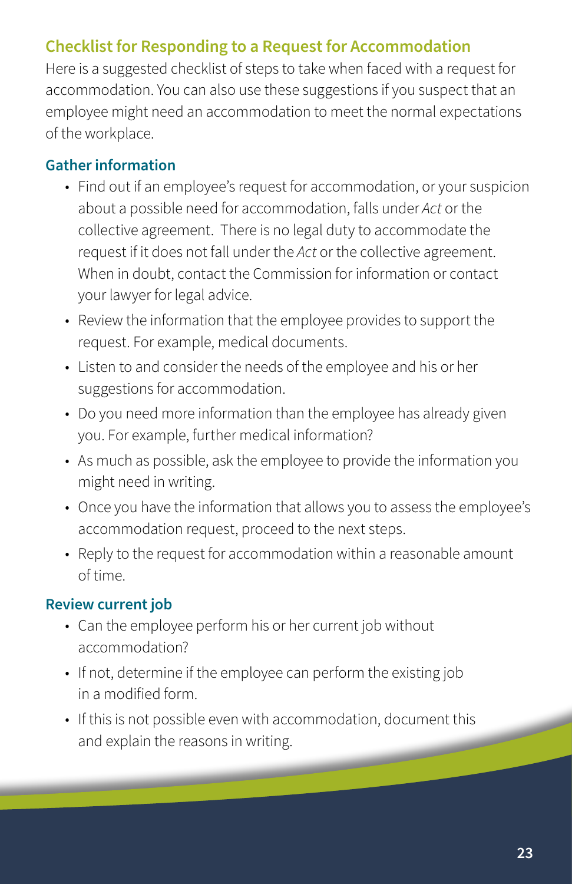## Checklist for Responding to a Request for Accommodation

Here is a suggested checklist of steps to take when faced with a request for accommodation. You can also use these suggestions if you suspect that an employee might need an accommodation to meet the normal expectations of the workplace.

### Gather information

- Find out if an employee's request for accommodation, or your suspicion about a possible need for accommodation, falls under *Act* or the collective agreement. There is no legal duty to accommodate the request if it does not fall under the *Act* or the collective agreement. When in doubt, contact the Commission for information or contact your lawyer for legal advice.
- Review the information that the employee provides to support the request. For example, medical documents.
- Listen to and consider the needs of the employee and his or her suggestions for accommodation.
- Do you need more information than the employee has already given you. For example, further medical information?
- As much as possible, ask the employee to provide the information you might need in writing.
- Once you have the information that allows you to assess the employee's accommodation request, proceed to the next steps.
- Reply to the request for accommodation within a reasonable amount of time.

### Review current job

- Can the employee perform his or her current job without accommodation?
- If not, determine if the employee can perform the existing job in a modified form.
- If this is not possible even with accommodation, document this and explain the reasons in writing.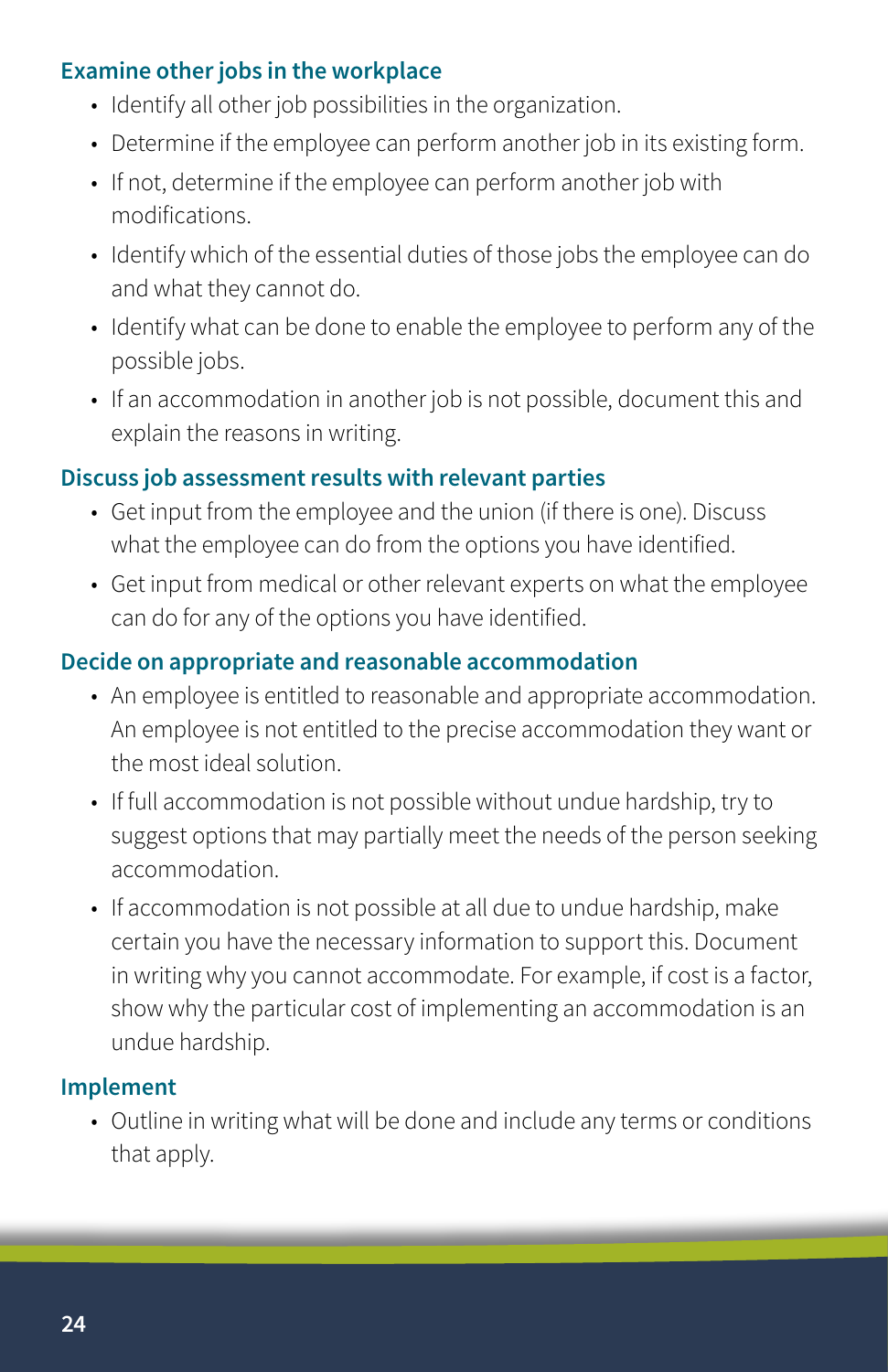### Examine other jobs in the workplace

- Identify all other job possibilities in the organization.
- Determine if the employee can perform another job in its existing form.
- If not, determine if the employee can perform another job with modifications.
- Identify which of the essential duties of those jobs the employee can do and what they cannot do.
- Identify what can be done to enable the employee to perform any of the possible jobs.
- If an accommodation in another job is not possible, document this and explain the reasons in writing.

### Discuss job assessment results with relevant parties

- Get input from the employee and the union (if there is one). Discuss what the employee can do from the options you have identified.
- Get input from medical or other relevant experts on what the employee can do for any of the options you have identified.

### Decide on appropriate and reasonable accommodation

- An employee is entitled to reasonable and appropriate accommodation. An employee is not entitled to the precise accommodation they want or the most ideal solution.
- If full accommodation is not possible without undue hardship, try to suggest options that may partially meet the needs of the person seeking accommodation.
- If accommodation is not possible at all due to undue hardship, make certain you have the necessary information to support this. Document in writing why you cannot accommodate. For example, if cost is a factor, show why the particular cost of implementing an accommodation is an undue hardship.

### Implement

- Outline in writing what will be done and include any terms or conditions that apply.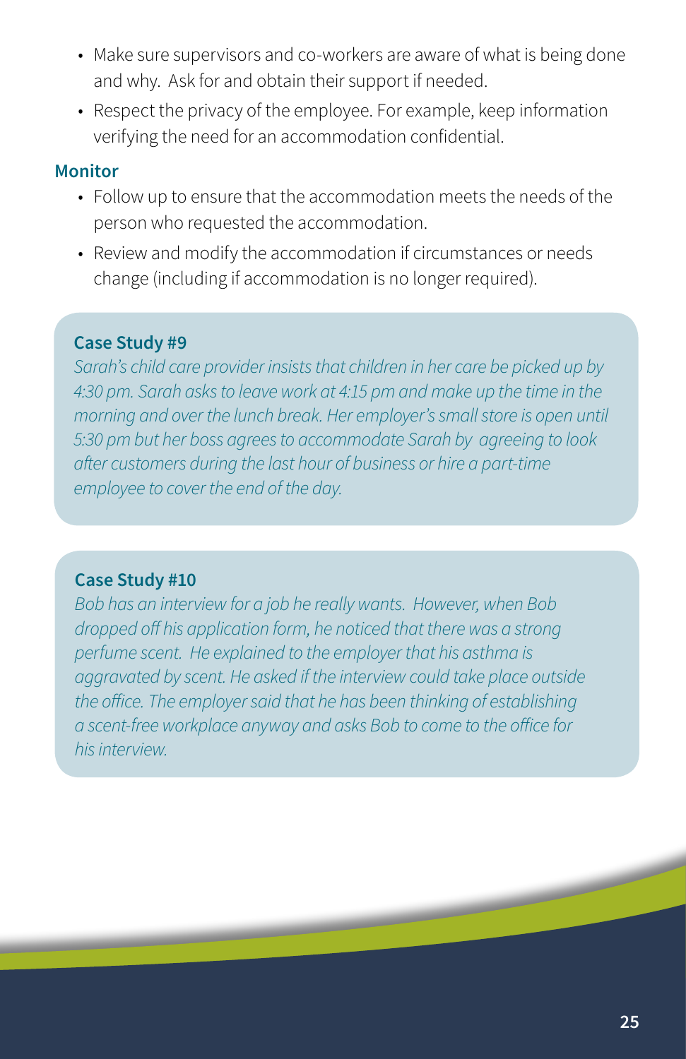- Make sure supervisors and co-workers are aware of what is being done and why. Ask for and obtain their support if needed.
- Respect the privacy of the employee. For example, keep information verifying the need for an accommodation confidential.

### Monitor

- Follow up to ensure that the accommodation meets the needs of the person who requested the accommodation.
- Review and modify the accommodation if circumstances or needs change (including if accommodation is no longer required).

**Case Study #9**

*Sarah's child care provider insists that children in her care be picked up by 4:30 pm. Sarah asks to leave work at 4:15 pm and make up the time in the morning and over the lunch break. Her employer's small store is open until 5:30 pm but her boss agrees to accommodate Sarah by agreeing to look after customers during the last hour of business or hire a part-time employee to cover the end of the day.*

**Case Study #10**

*Bob has an interview for a job he really wants. However, when Bob dropped off his application form, he noticed that there was a strong perfume scent. He explained to the employer that his asthma is aggravated by scent. He asked if the interview could take place outside the office. The employer said that he has been thinking of establishing a scent-free workplace anyway and asks Bob to come to the office for his interview.*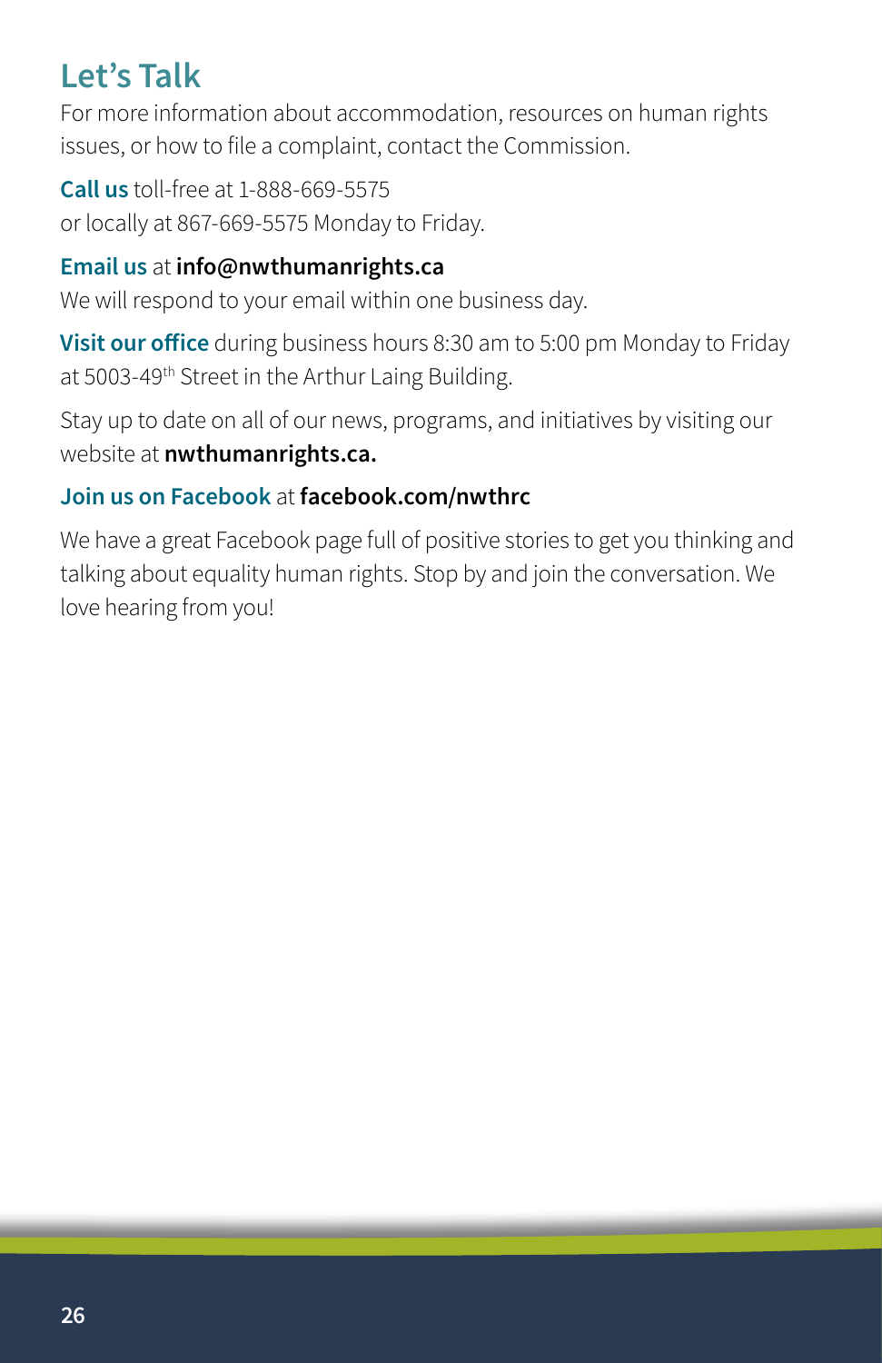## Let's Talk

For more information about accommodation, resources on human rights issues, or how to file a complaint, contact the Commission.

**Call us** toll-free at 1-888-669-5575
or locally at 867-669-5575 Monday to Friday.

**Email us** at **info@nwthumanrights.ca**
We will respond to your email within one business day.

**Visit our office** during business hours 8:30 am to 5:00 pm Monday to Friday at 5003-49th Street in the Arthur Laing Building.

Stay up to date on all of our news, programs, and initiatives by visiting our website at **nwthumanrights.ca.**

**Join us on Facebook** at **facebook.com/nwthrc**

We have a great Facebook page full of positive stories to get you thinking and talking about equality human rights. Stop by and join the conversation. We love hearing from you!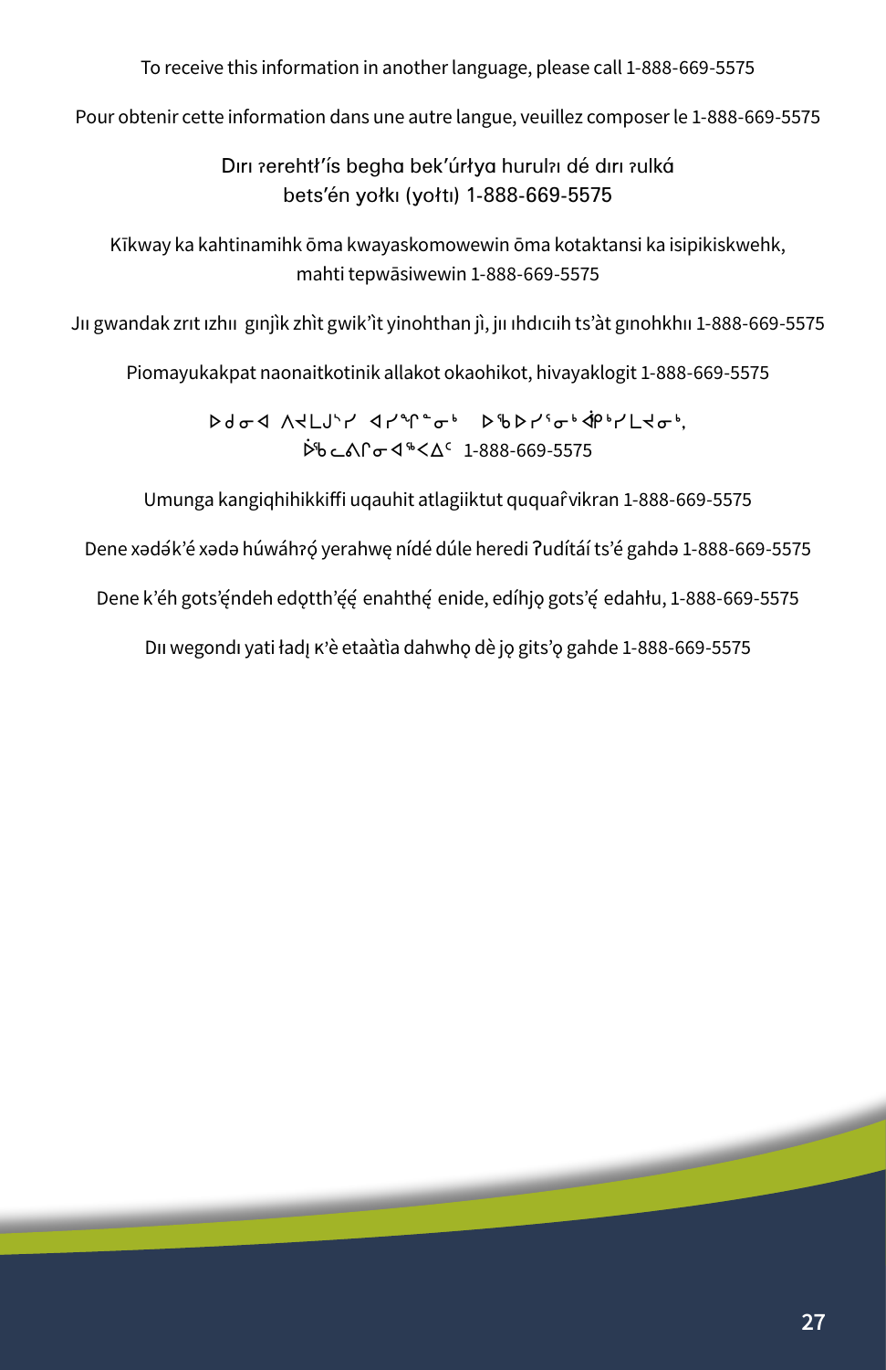To receive this information in another language, please call 1-888-669-5575

Pour obtenir cette information dans une autre langue, veuillez composer le 1-888-669-5575

Dırı ʔerehtł'ís begha bek'úrłya hurulʔı dé dırı ʔulká bets'én yołkı (yołtı) 1-888-669-5575

Kīkway ka kahtinamihk ōma kwayaskomowewin ōma kotaktansi ka isipikiskwehk, mahti tepwāsiwewin 1-888-669-5575

Jıı gwandak zrıt ızhıı gınjìk zhìt gwik'ìt yinohthan jì, jıı ıhdıcıih ts'àt gınohkhıı 1-888-669-5575

Piomayukakpat naonaitkotinik allakot okaohikot, hivayaklogit 1-888-669-5575

ᐅᑯᓂᐊ ᐱᔪᒪᒍᖅᓯ ᐊᓯᙱᓐᓂᒃ ᐅᖃᐅᓯᕐᓂᒃ ᐋᑭᖅᓯᒪᔪᓂᒃ, ᐆᖃᓚᐱᒋᓂᐊᖅᐸᐃᑦ 1-888-669-5575

Umunga kangiqhihikkiffi uqauhit atlagiiktut ququaȓvikran 1-888-669-5575

Dene xədə́k'é xədə húwáhʔǫ́ yerahwę nídé dúle heredi ʔudítáí ts'é gahdə 1-888-669-5575

Dene k'éh gots'ę́ndeh edǫtth'ę́ę́ enahthę́ enide, edíhjǫ gots'ę́ edahłu, 1-888-669-5575

Dıı wegondı yati ładı̨ ĸ'è etaàtìa dahwhǫ dè jǫ gits'ǫ gahde 1-888-669-5575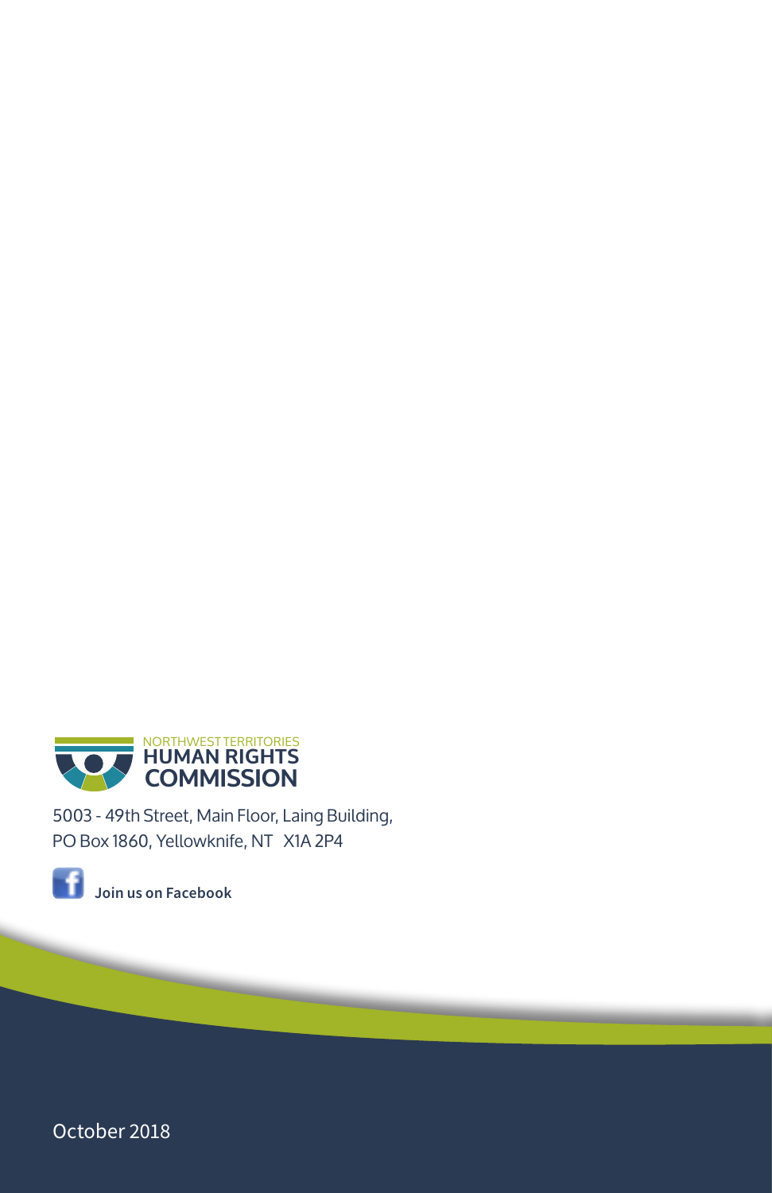NORTHWEST TERRITORIES
**HUMAN RIGHTS COMMISSION**

5003 - 49th Street, Main Floor, Laing Building,
PO Box 1860, Yellowknife, NT X1A 2P4

**Join us on Facebook**

October 2018